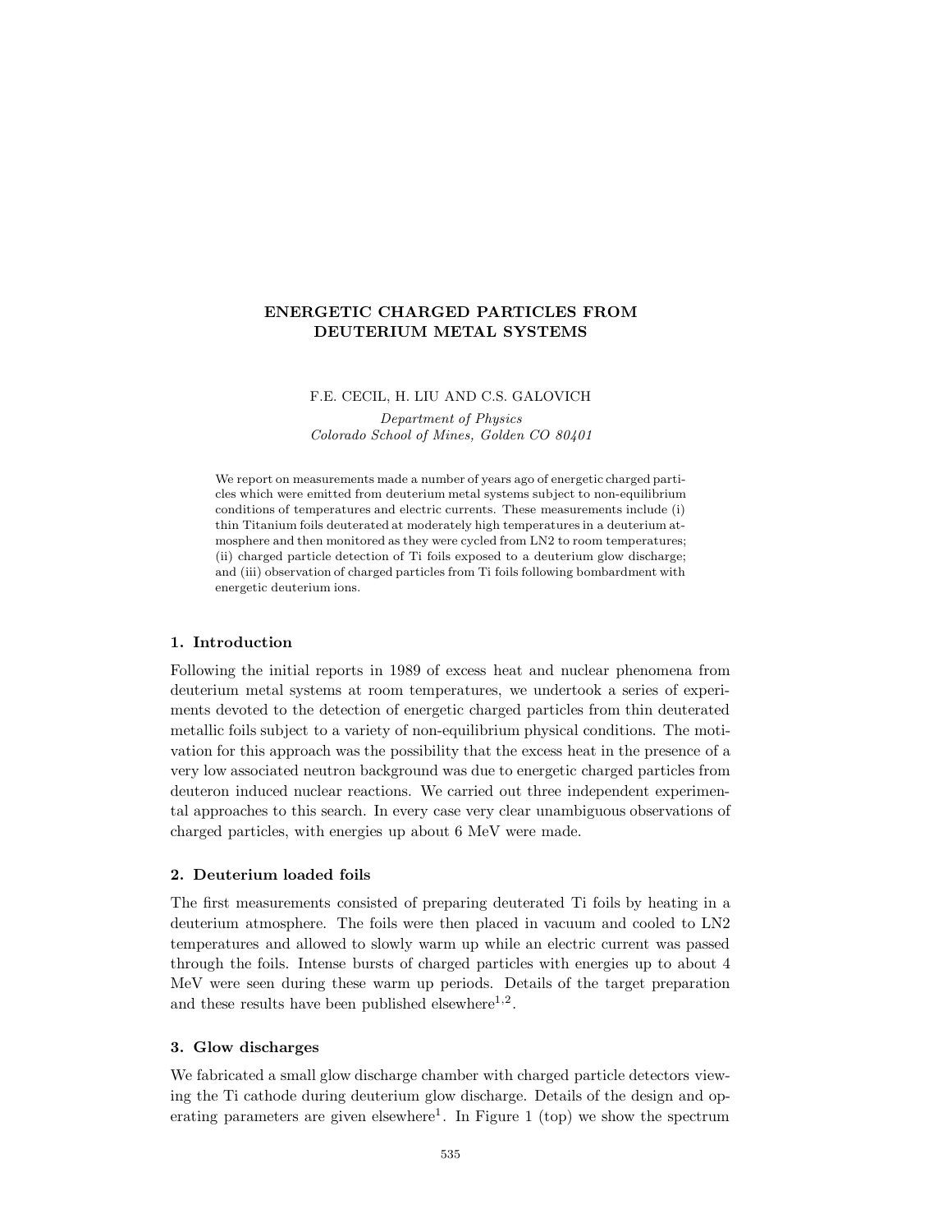# ENERGETIC CHARGED PARTICLES FROM DEUTERIUM METAL SYSTEMS

F.E. CECIL, H. LIU AND C.S. GALOVICH

*Department of Physics*
*Colorado School of Mines, Golden CO 80401*

We report on measurements made a number of years ago of energetic charged particles which were emitted from deuterium metal systems subject to non-equilibrium conditions of temperatures and electric currents. These measurements include (i) thin Titanium foils deuterated at moderately high temperatures in a deuterium atmosphere and then monitored as they were cycled from LN2 to room temperatures; (ii) charged particle detection of Ti foils exposed to a deuterium glow discharge; and (iii) observation of charged particles from Ti foils following bombardment with energetic deuterium ions.

## 1. Introduction

Following the initial reports in 1989 of excess heat and nuclear phenomena from deuterium metal systems at room temperatures, we undertook a series of experiments devoted to the detection of energetic charged particles from thin deuterated metallic foils subject to a variety of non-equilibrium physical conditions. The motivation for this approach was the possibility that the excess heat in the presence of a very low associated neutron background was due to energetic charged particles from deuteron induced nuclear reactions. We carried out three independent experimental approaches to this search. In every case very clear unambiguous observations of charged particles, with energies up about 6 MeV were made.

## 2. Deuterium loaded foils

The first measurements consisted of preparing deuterated Ti foils by heating in a deuterium atmosphere. The foils were then placed in vacuum and cooled to LN2 temperatures and allowed to slowly warm up while an electric current was passed through the foils. Intense bursts of charged particles with energies up to about 4 MeV were seen during these warm up periods. Details of the target preparation and these results have been published elsewhere[1,2].

## 3. Glow discharges

We fabricated a small glow discharge chamber with charged particle detectors viewing the Ti cathode during deuterium glow discharge. Details of the design and operating parameters are given elsewhere[1]. In Figure 1 (top) we show the spectrum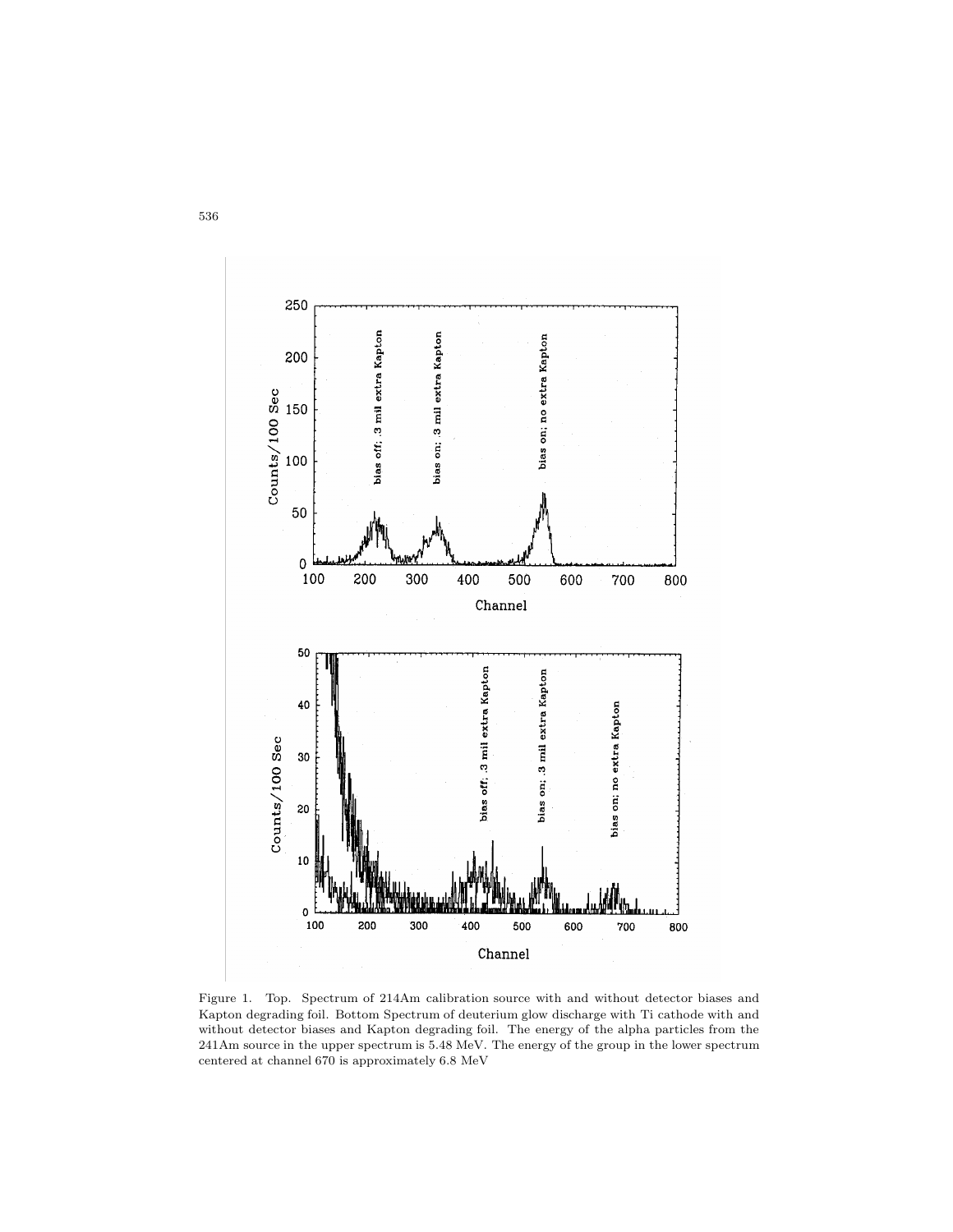Figure 1. Top. Spectrum of 214Am calibration source with and without detector biases and Kapton degrading foil. Bottom Spectrum of deuterium glow discharge with Ti cathode with and without detector biases and Kapton degrading foil. The energy of the alpha particles from the 241Am source in the upper spectrum is 5.48 MeV. The energy of the group in the lower spectrum centered at channel 670 is approximately 6.8 MeV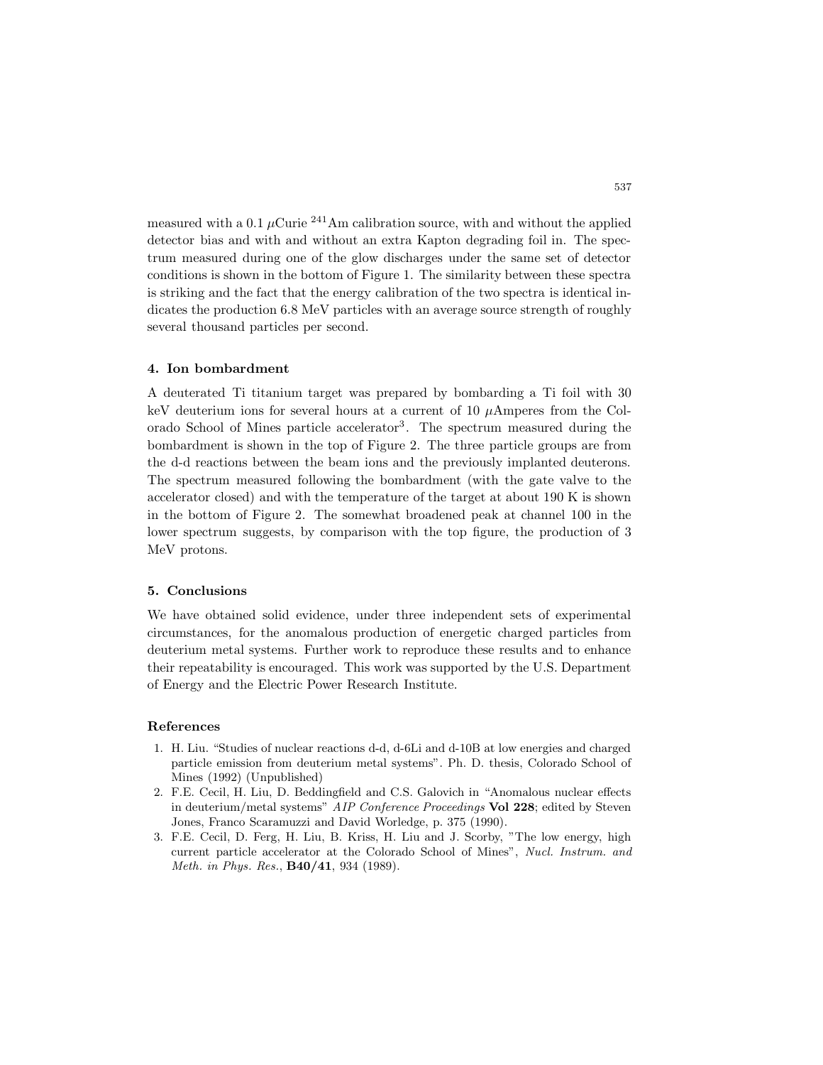measured with a 0.1 $\mu$Curie $^{241}$Am calibration source, with and without the applied detector bias and with and without an extra Kapton degrading foil in. The spectrum measured during one of the glow discharges under the same set of detector conditions is shown in the bottom of Figure 1. The similarity between these spectra is striking and the fact that the energy calibration of the two spectra is identical indicates the production 6.8 MeV particles with an average source strength of roughly several thousand particles per second.

### 4. Ion bombardment

A deuterated Ti titanium target was prepared by bombarding a Ti foil with 30 keV deuterium ions for several hours at a current of 10 $\mu$Amperes from the Colorado School of Mines particle accelerator[3]. The spectrum measured during the bombardment is shown in the top of Figure 2. The three particle groups are from the d-d reactions between the beam ions and the previously implanted deuterons. The spectrum measured following the bombardment (with the gate valve to the accelerator closed) and with the temperature of the target at about 190 K is shown in the bottom of Figure 2. The somewhat broadened peak at channel 100 in the lower spectrum suggests, by comparison with the top figure, the production of 3 MeV protons.

### 5. Conclusions

We have obtained solid evidence, under three independent sets of experimental circumstances, for the anomalous production of energetic charged particles from deuterium metal systems. Further work to reproduce these results and to enhance their repeatability is encouraged. This work was supported by the U.S. Department of Energy and the Electric Power Research Institute.

### References

1. H. Liu. "Studies of nuclear reactions d-d, d-6Li and d-10B at low energies and charged particle emission from deuterium metal systems". Ph. D. thesis, Colorado School of Mines (1992) (Unpublished)
2. F.E. Cecil, H. Liu, D. Beddingfield and C.S. Galovich in "Anomalous nuclear effects in deuterium/metal systems" *AIP Conference Proceedings* **Vol 228**; edited by Steven Jones, Franco Scaramuzzi and David Worledge, p. 375 (1990).
3. F.E. Cecil, D. Ferg, H. Liu, B. Kriss, H. Liu and J. Scorby, "The low energy, high current particle accelerator at the Colorado School of Mines", *Nucl. Instrum. and Meth. in Phys. Res.*, **B40/41**, 934 (1989).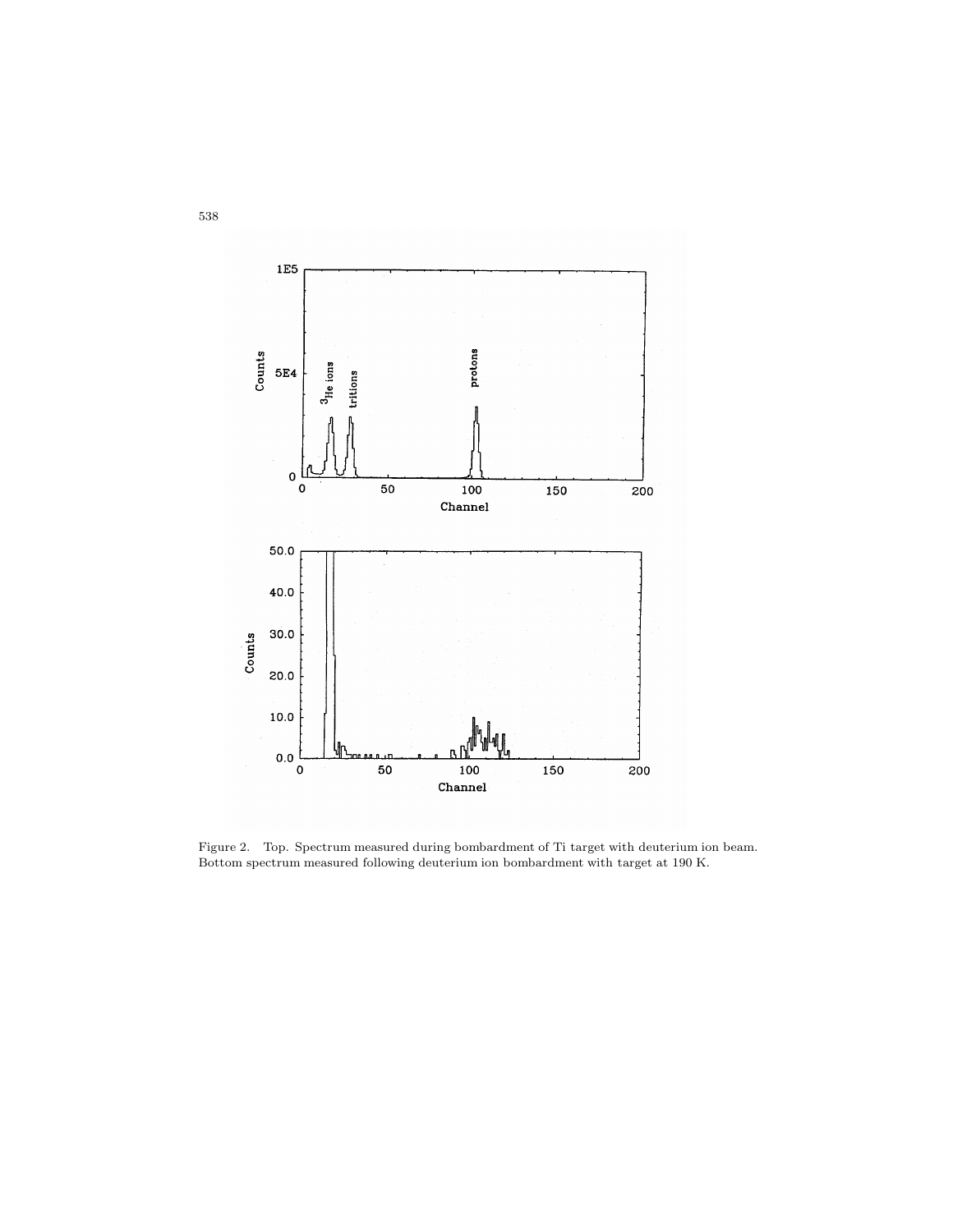1E5

Counts

5E4

0

$^3$He ions

tritions

protons

0

50

100

150

200

Channel

50.0

40.0

30.0

20.0

10.0

0.0

Counts

0

50

100

150

200

Channel

Figure 2. Top. Spectrum measured during bombardment of Ti target with deuterium ion beam. Bottom spectrum measured following deuterium ion bombardment with target at 190 K.